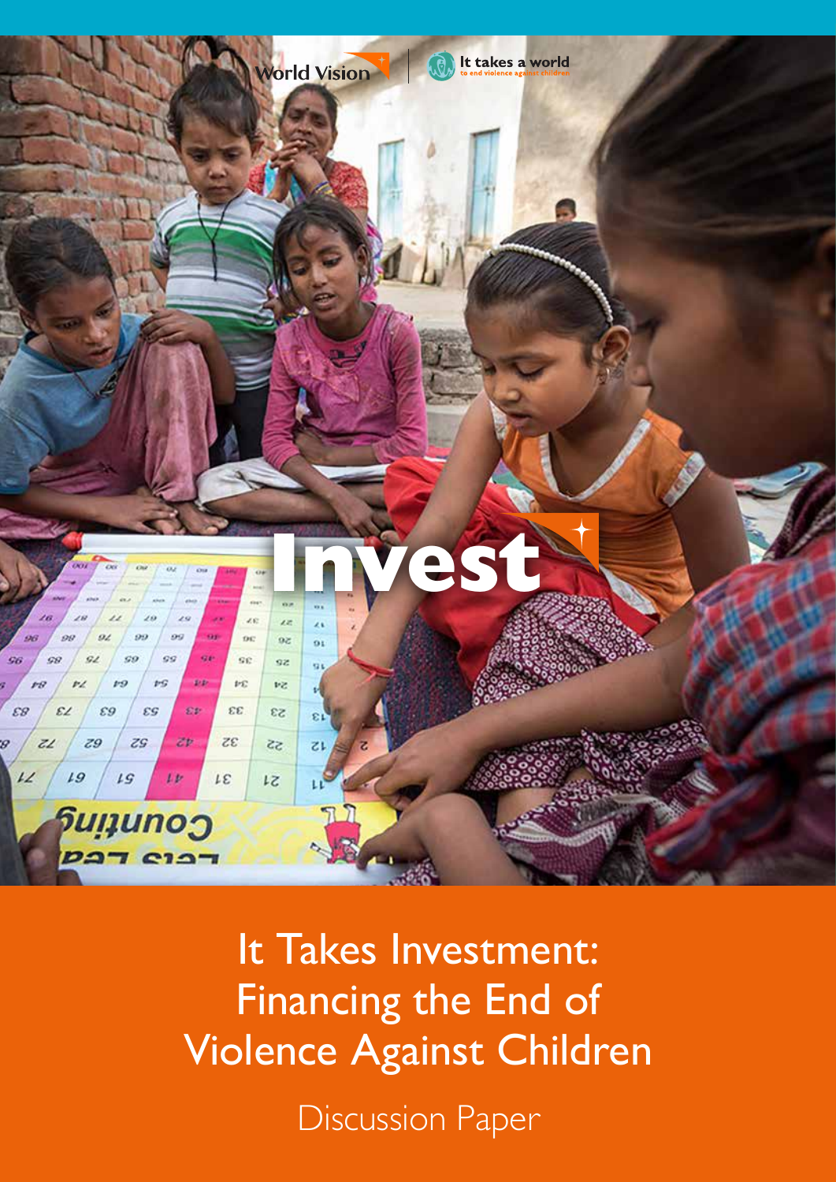World Vision | It takes a world to end violence against children

# Invest

## It Takes Investment: Financing the End of Violence Against Children

Discussion Paper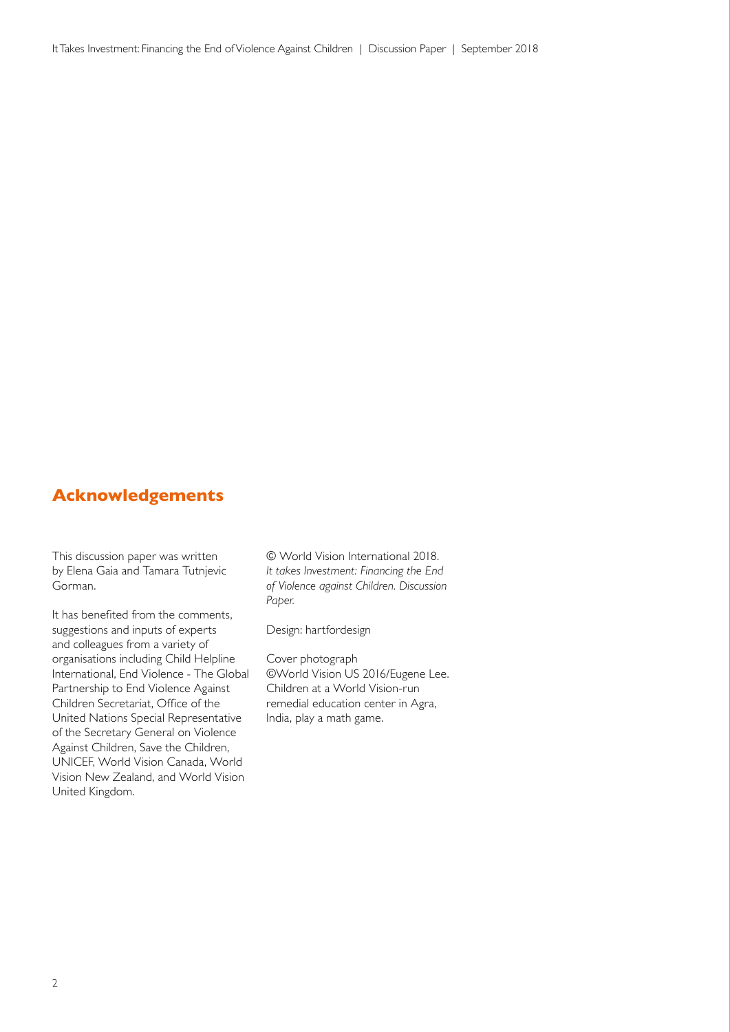## Acknowledgements

This discussion paper was written by Elena Gaia and Tamara Tutnjevic Gorman.

It has benefited from the comments, suggestions and inputs of experts and colleagues from a variety of organisations including Child Helpline International, End Violence - The Global Partnership to End Violence Against Children Secretariat, Office of the United Nations Special Representative of the Secretary General on Violence Against Children, Save the Children, UNICEF, World Vision Canada, World Vision New Zealand, and World Vision United Kingdom.

© World Vision International 2018. *It takes Investment: Financing the End of Violence against Children. Discussion Paper.*

Design: hartfordesign

Cover photograph
©World Vision US 2016/Eugene Lee. Children at a World Vision-run remedial education center in Agra, India, play a math game.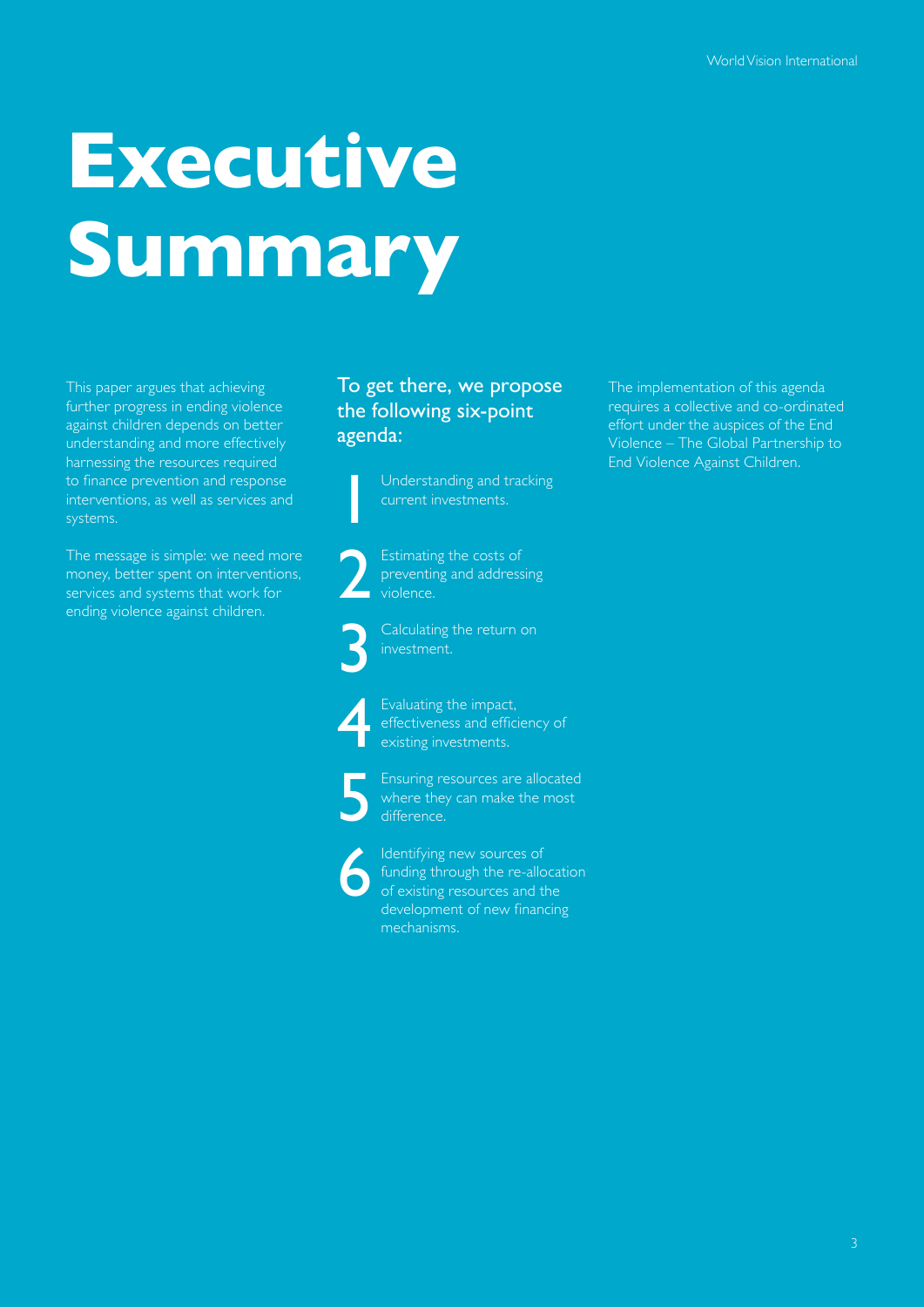# Executive Summary

This paper argues that achieving further progress in ending violence against children depends on better understanding and more effectively harnessing the resources required to finance prevention and response interventions, as well as services and systems.

The message is simple: we need more money, better spent on interventions, services and systems that work for ending violence against children.

## To get there, we propose the following six-point agenda:

1. Understanding and tracking current investments.
2. Estimating the costs of preventing and addressing violence.
3. Calculating the return on investment.
4. Evaluating the impact, effectiveness and efficiency of existing investments.
5. Ensuring resources are allocated where they can make the most difference.
6. Identifying new sources of funding through the re-allocation of existing resources and the development of new financing mechanisms.

The implementation of this agenda requires a collective and co-ordinated effort under the auspices of the End Violence – The Global Partnership to End Violence Against Children.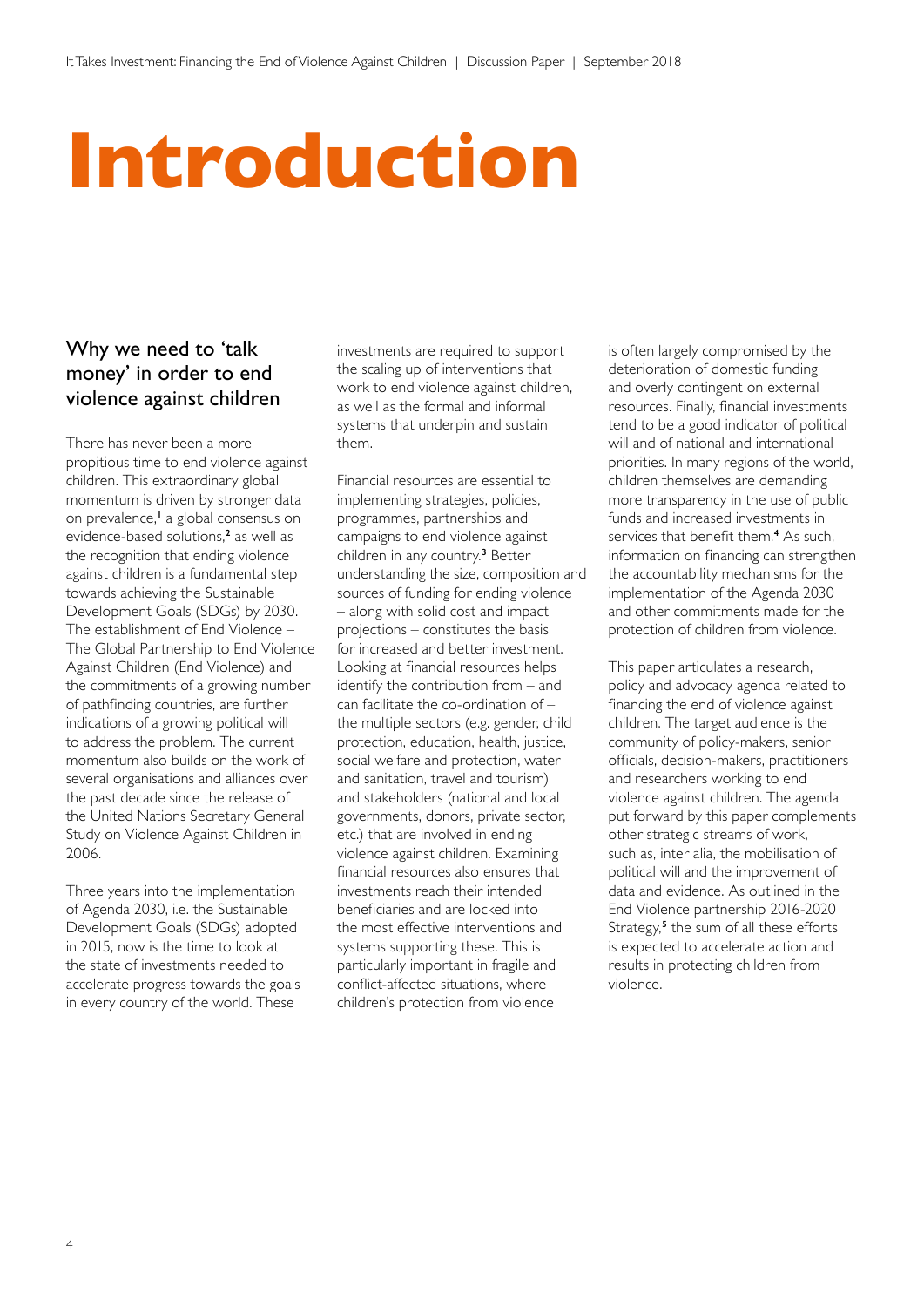# Introduction

## Why we need to 'talk money' in order to end violence against children

There has never been a more propitious time to end violence against children. This extraordinary global momentum is driven by stronger data on prevalence,[1] a global consensus on evidence-based solutions,[2] as well as the recognition that ending violence against children is a fundamental step towards achieving the Sustainable Development Goals (SDGs) by 2030. The establishment of End Violence – The Global Partnership to End Violence Against Children (End Violence) and the commitments of a growing number of pathfinding countries, are further indications of a growing political will to address the problem. The current momentum also builds on the work of several organisations and alliances over the past decade since the release of the United Nations Secretary General Study on Violence Against Children in 2006.

Three years into the implementation of Agenda 2030, i.e. the Sustainable Development Goals (SDGs) adopted in 2015, now is the time to look at the state of investments needed to accelerate progress towards the goals in every country of the world. These investments are required to support the scaling up of interventions that work to end violence against children, as well as the formal and informal systems that underpin and sustain them.

Financial resources are essential to implementing strategies, policies, programmes, partnerships and campaigns to end violence against children in any country.[3] Better understanding the size, composition and sources of funding for ending violence – along with solid cost and impact projections – constitutes the basis for increased and better investment. Looking at financial resources helps identify the contribution from – and can facilitate the co-ordination of – the multiple sectors (e.g. gender, child protection, education, health, justice, social welfare and protection, water and sanitation, travel and tourism) and stakeholders (national and local governments, donors, private sector, etc.) that are involved in ending violence against children. Examining financial resources also ensures that investments reach their intended beneficiaries and are locked into the most effective interventions and systems supporting these. This is particularly important in fragile and conflict-affected situations, where children's protection from violence is often largely compromised by the deterioration of domestic funding and overly contingent on external resources. Finally, financial investments tend to be a good indicator of political will and of national and international priorities. In many regions of the world, children themselves are demanding more transparency in the use of public funds and increased investments in services that benefit them.[4] As such, information on financing can strengthen the accountability mechanisms for the implementation of the Agenda 2030 and other commitments made for the protection of children from violence.

This paper articulates a research, policy and advocacy agenda related to financing the end of violence against children. The target audience is the community of policy-makers, senior officials, decision-makers, practitioners and researchers working to end violence against children. The agenda put forward by this paper complements other strategic streams of work, such as, inter alia, the mobilisation of political will and the improvement of data and evidence. As outlined in the End Violence partnership 2016-2020 Strategy,[5] the sum of all these efforts is expected to accelerate action and results in protecting children from violence.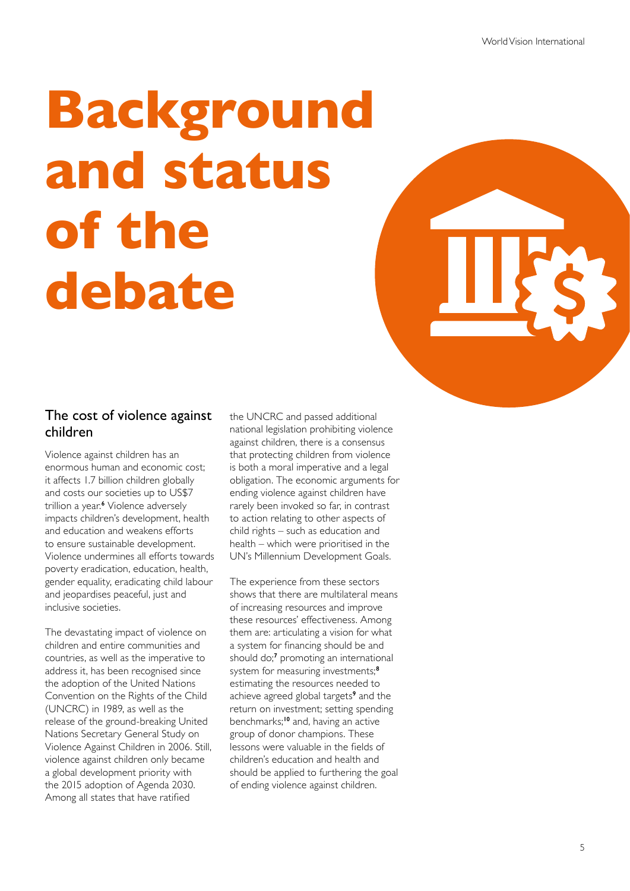# Background and status of the debate

## The cost of violence against children

Violence against children has an enormous human and economic cost; it affects 1.7 billion children globally and costs our societies up to US$7 trillion a year.[6] Violence adversely impacts children's development, health and education and weakens efforts to ensure sustainable development. Violence undermines all efforts towards poverty eradication, education, health, gender equality, eradicating child labour and jeopardises peaceful, just and inclusive societies.

The devastating impact of violence on children and entire communities and countries, as well as the imperative to address it, has been recognised since the adoption of the United Nations Convention on the Rights of the Child (UNCRC) in 1989, as well as the release of the ground-breaking United Nations Secretary General Study on Violence Against Children in 2006. Still, violence against children only became a global development priority with the 2015 adoption of Agenda 2030. Among all states that have ratified the UNCRC and passed additional national legislation prohibiting violence against children, there is a consensus that protecting children from violence is both a moral imperative and a legal obligation. The economic arguments for ending violence against children have rarely been invoked so far, in contrast to action relating to other aspects of child rights – such as education and health – which were prioritised in the UN's Millennium Development Goals.

The experience from these sectors shows that there are multilateral means of increasing resources and improve these resources' effectiveness. Among them are: articulating a vision for what a system for financing should be and should do;[7] promoting an international system for measuring investments;[8] estimating the resources needed to achieve agreed global targets[9] and the return on investment; setting spending benchmarks;[10] and, having an active group of donor champions. These lessons were valuable in the fields of children's education and health and should be applied to furthering the goal of ending violence against children.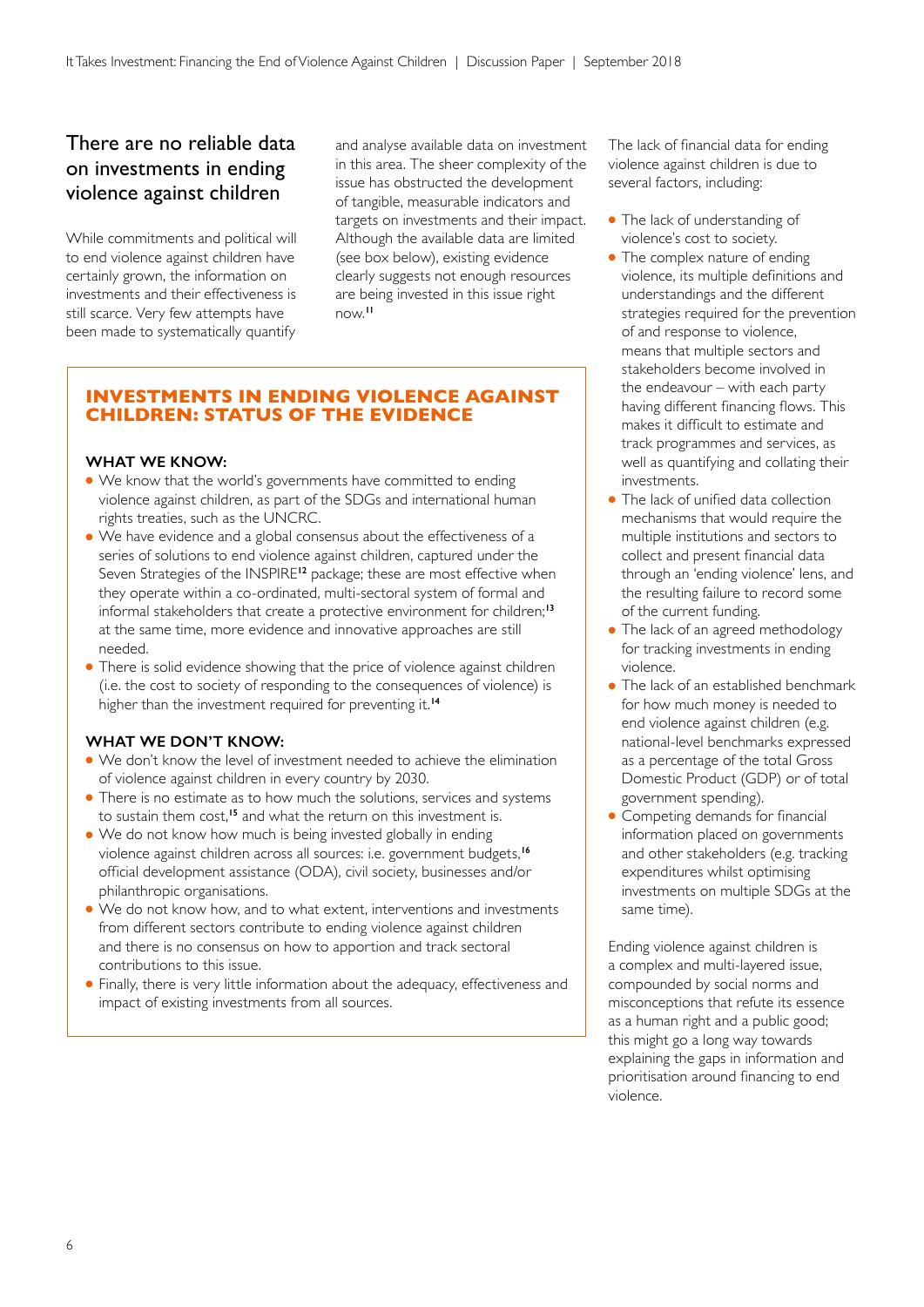## There are no reliable data on investments in ending violence against children

While commitments and political will to end violence against children have certainly grown, the information on investments and their effectiveness is still scarce. Very few attempts have been made to systematically quantify and analyse available data on investment in this area. The sheer complexity of the issue has obstructed the development of tangible, measurable indicators and targets on investments and their impact. Although the available data are limited (see box below), existing evidence clearly suggests not enough resources are being invested in this issue right now.[11]

### INVESTMENTS IN ENDING VIOLENCE AGAINST CHILDREN: STATUS OF THE EVIDENCE

**WHAT WE KNOW:**

- We know that the world's governments have committed to ending violence against children, as part of the SDGs and international human rights treaties, such as the UNCRC.
- We have evidence and a global consensus about the effectiveness of a series of solutions to end violence against children, captured under the Seven Strategies of the INSPIRE[12] package; these are most effective when they operate within a co-ordinated, multi-sectoral system of formal and informal stakeholders that create a protective environment for children;[13] at the same time, more evidence and innovative approaches are still needed.
- There is solid evidence showing that the price of violence against children (i.e. the cost to society of responding to the consequences of violence) is higher than the investment required for preventing it.[14]

**WHAT WE DON'T KNOW:**

- We don't know the level of investment needed to achieve the elimination of violence against children in every country by 2030.
- There is no estimate as to how much the solutions, services and systems to sustain them cost,[15] and what the return on this investment is.
- We do not know how much is being invested globally in ending violence against children across all sources: i.e. government budgets,[16] official development assistance (ODA), civil society, businesses and/or philanthropic organisations.
- We do not know how, and to what extent, interventions and investments from different sectors contribute to ending violence against children and there is no consensus on how to apportion and track sectoral contributions to this issue.
- Finally, there is very little information about the adequacy, effectiveness and impact of existing investments from all sources.

The lack of financial data for ending violence against children is due to several factors, including:

- The lack of understanding of violence's cost to society.
- The complex nature of ending violence, its multiple definitions and understandings and the different strategies required for the prevention of and response to violence, means that multiple sectors and stakeholders become involved in the endeavour – with each party having different financing flows. This makes it difficult to estimate and track programmes and services, as well as quantifying and collating their investments.
- The lack of unified data collection mechanisms that would require the multiple institutions and sectors to collect and present financial data through an 'ending violence' lens, and the resulting failure to record some of the current funding.
- The lack of an agreed methodology for tracking investments in ending violence.
- The lack of an established benchmark for how much money is needed to end violence against children (e.g. national-level benchmarks expressed as a percentage of the total Gross Domestic Product (GDP) or of total government spending).
- Competing demands for financial information placed on governments and other stakeholders (e.g. tracking expenditures whilst optimising investments on multiple SDGs at the same time).

Ending violence against children is a complex and multi-layered issue, compounded by social norms and misconceptions that refute its essence as a human right and a public good; this might go a long way towards explaining the gaps in information and prioritisation around financing to end violence.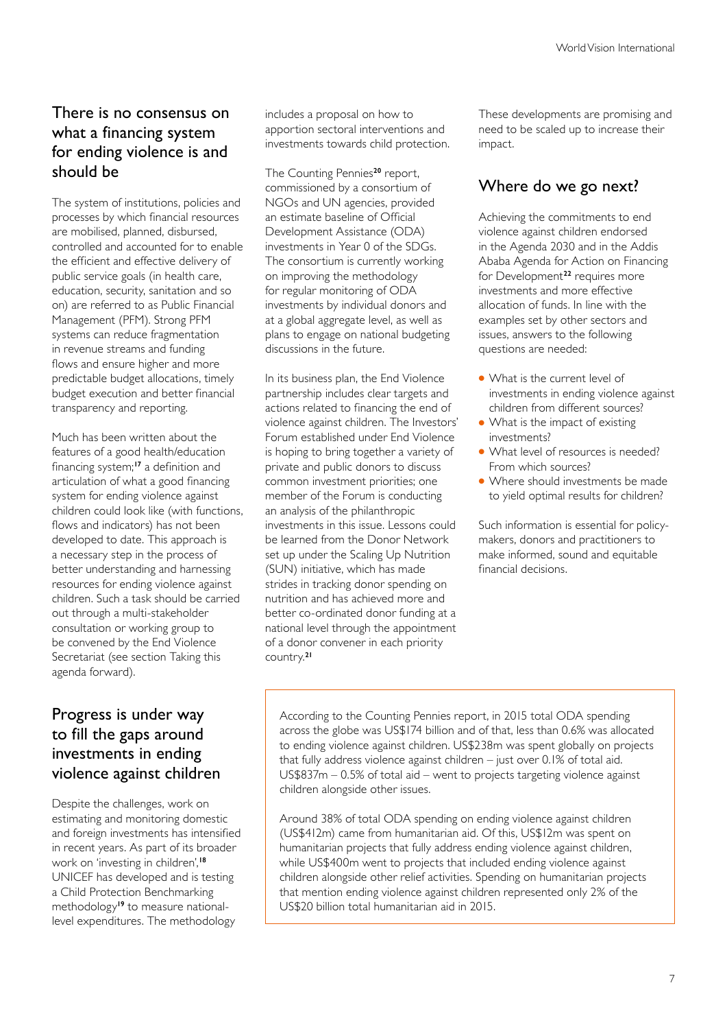## There is no consensus on what a financing system for ending violence is and should be

The system of institutions, policies and processes by which financial resources are mobilised, planned, disbursed, controlled and accounted for to enable the efficient and effective delivery of public service goals (in health care, education, security, sanitation and so on) are referred to as Public Financial Management (PFM). Strong PFM systems can reduce fragmentation in revenue streams and funding flows and ensure higher and more predictable budget allocations, timely budget execution and better financial transparency and reporting.

Much has been written about the features of a good health/education financing system;[17] a definition and articulation of what a good financing system for ending violence against children could look like (with functions, flows and indicators) has not been developed to date. This approach is a necessary step in the process of better understanding and harnessing resources for ending violence against children. Such a task should be carried out through a multi-stakeholder consultation or working group to be convened by the End Violence Secretariat (see section Taking this agenda forward).

## Progress is under way to fill the gaps around investments in ending violence against children

Despite the challenges, work on estimating and monitoring domestic and foreign investments has intensified in recent years. As part of its broader work on 'investing in children',[18] UNICEF has developed and is testing a Child Protection Benchmarking methodology[19] to measure national-level expenditures. The methodology includes a proposal on how to apportion sectoral interventions and investments towards child protection.

The Counting Pennies[20] report, commissioned by a consortium of NGOs and UN agencies, provided an estimate baseline of Official Development Assistance (ODA) investments in Year 0 of the SDGs. The consortium is currently working on improving the methodology for regular monitoring of ODA investments by individual donors and at a global aggregate level, as well as plans to engage on national budgeting discussions in the future.

In its business plan, the End Violence partnership includes clear targets and actions related to financing the end of violence against children. The Investors' Forum established under End Violence is hoping to bring together a variety of private and public donors to discuss common investment priorities; one member of the Forum is conducting an analysis of the philanthropic investments in this issue. Lessons could be learned from the Donor Network set up under the Scaling Up Nutrition (SUN) initiative, which has made strides in tracking donor spending on nutrition and has achieved more and better co-ordinated donor funding at a national level through the appointment of a donor convener in each priority country.[21]

These developments are promising and need to be scaled up to increase their impact.

## Where do we go next?

Achieving the commitments to end violence against children endorsed in the Agenda 2030 and in the Addis Ababa Agenda for Action on Financing for Development[22] requires more investments and more effective allocation of funds. In line with the examples set by other sectors and issues, answers to the following questions are needed:

- What is the current level of investments in ending violence against children from different sources?
- What is the impact of existing investments?
- What level of resources is needed? From which sources?
- Where should investments be made to yield optimal results for children?

Such information is essential for policy-makers, donors and practitioners to make informed, sound and equitable financial decisions.

According to the Counting Pennies report, in 2015 total ODA spending across the globe was US$174 billion and of that, less than 0.6% was allocated to ending violence against children. US$238m was spent globally on projects that fully address violence against children – just over 0.1% of total aid. US$837m – 0.5% of total aid – went to projects targeting violence against children alongside other issues.

Around 38% of total ODA spending on ending violence against children (US$412m) came from humanitarian aid. Of this, US$12m was spent on humanitarian projects that fully address ending violence against children, while US$400m went to projects that included ending violence against children alongside other relief activities. Spending on humanitarian projects that mention ending violence against children represented only 2% of the US$20 billion total humanitarian aid in 2015.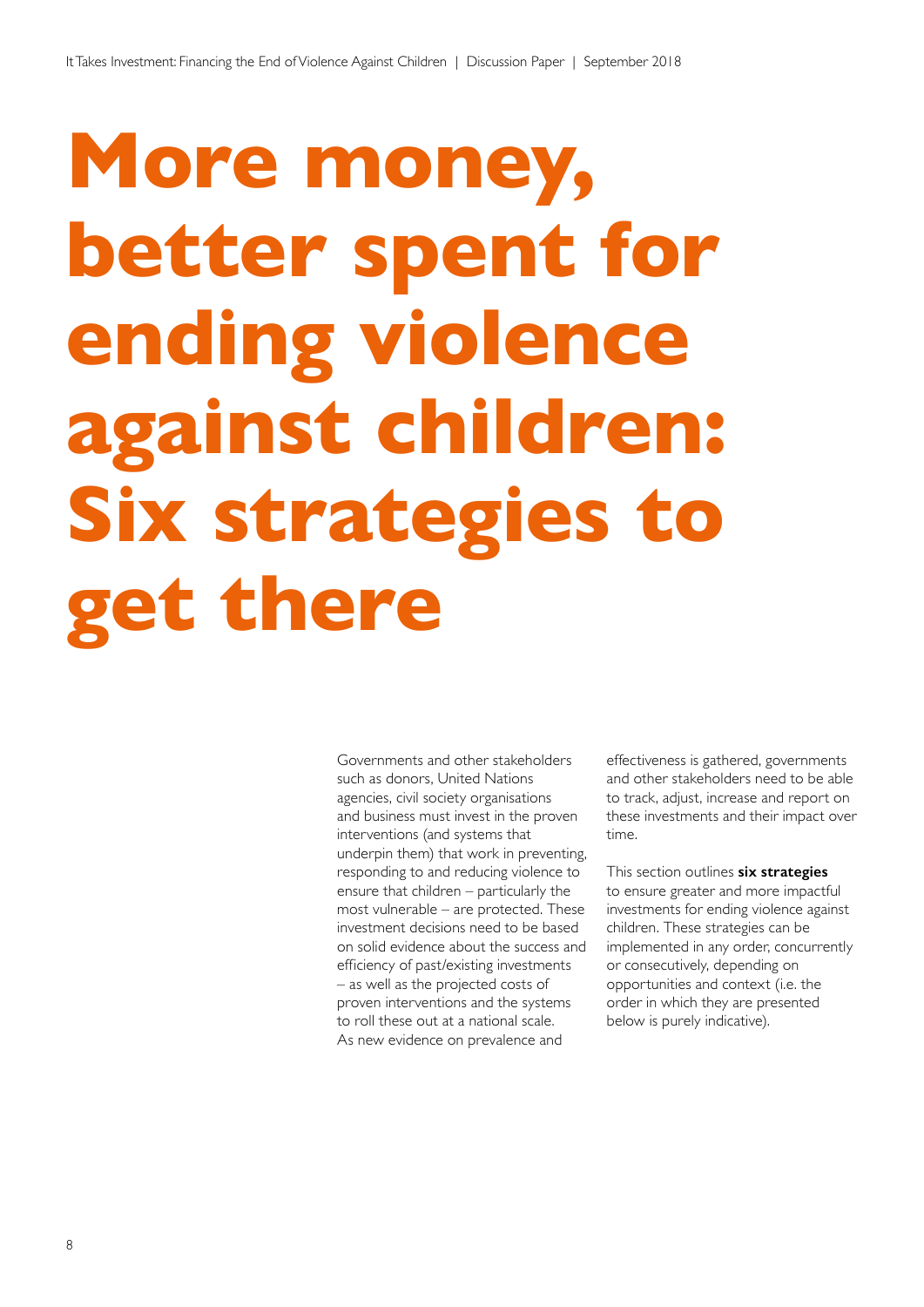# More money, better spent for ending violence against children: Six strategies to get there

Governments and other stakeholders such as donors, United Nations agencies, civil society organisations and business must invest in the proven interventions (and systems that underpin them) that work in preventing, responding to and reducing violence to ensure that children – particularly the most vulnerable – are protected. These investment decisions need to be based on solid evidence about the success and efficiency of past/existing investments – as well as the projected costs of proven interventions and the systems to roll these out at a national scale. As new evidence on prevalence and effectiveness is gathered, governments and other stakeholders need to be able to track, adjust, increase and report on these investments and their impact over time.

This section outlines **six strategies** to ensure greater and more impactful investments for ending violence against children. These strategies can be implemented in any order, concurrently or consecutively, depending on opportunities and context (i.e. the order in which they are presented below is purely indicative).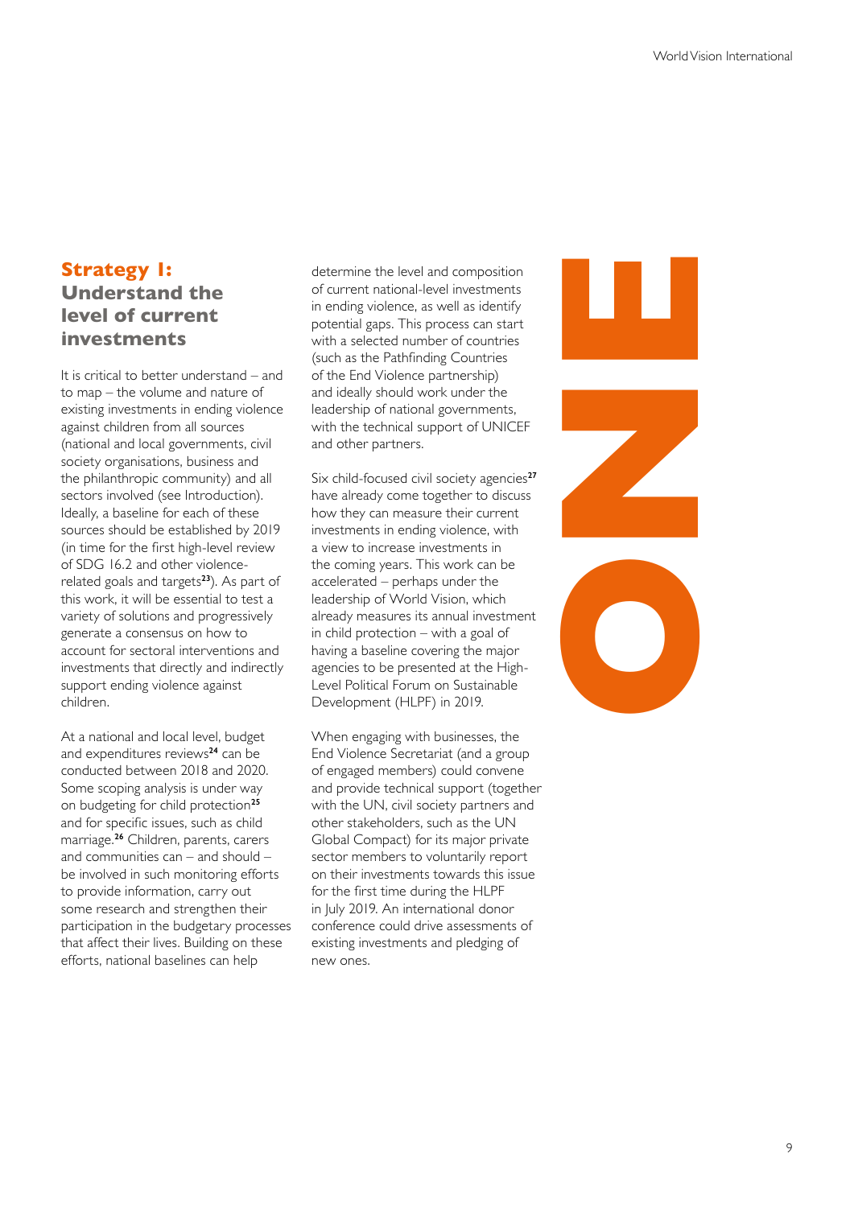## Strategy 1: Understand the level of current investments

It is critical to better understand – and to map – the volume and nature of existing investments in ending violence against children from all sources (national and local governments, civil society organisations, business and the philanthropic community) and all sectors involved (see Introduction). Ideally, a baseline for each of these sources should be established by 2019 (in time for the first high-level review of SDG 16.2 and other violence-related goals and targets[23]). As part of this work, it will be essential to test a variety of solutions and progressively generate a consensus on how to account for sectoral interventions and investments that directly and indirectly support ending violence against children.

At a national and local level, budget and expenditures reviews[24] can be conducted between 2018 and 2020. Some scoping analysis is under way on budgeting for child protection[25] and for specific issues, such as child marriage.[26] Children, parents, carers and communities can – and should – be involved in such monitoring efforts to provide information, carry out some research and strengthen their participation in the budgetary processes that affect their lives. Building on these efforts, national baselines can help determine the level and composition of current national-level investments in ending violence, as well as identify potential gaps. This process can start with a selected number of countries (such as the Pathfinding Countries of the End Violence partnership) and ideally should work under the leadership of national governments, with the technical support of UNICEF and other partners.

Six child-focused civil society agencies[27] have already come together to discuss how they can measure their current investments in ending violence, with a view to increase investments in the coming years. This work can be accelerated – perhaps under the leadership of World Vision, which already measures its annual investment in child protection – with a goal of having a baseline covering the major agencies to be presented at the High-Level Political Forum on Sustainable Development (HLPF) in 2019.

When engaging with businesses, the End Violence Secretariat (and a group of engaged members) could convene and provide technical support (together with the UN, civil society partners and other stakeholders, such as the UN Global Compact) for its major private sector members to voluntarily report on their investments towards this issue for the first time during the HLPF in July 2019. An international donor conference could drive assessments of existing investments and pledging of new ones.

ONE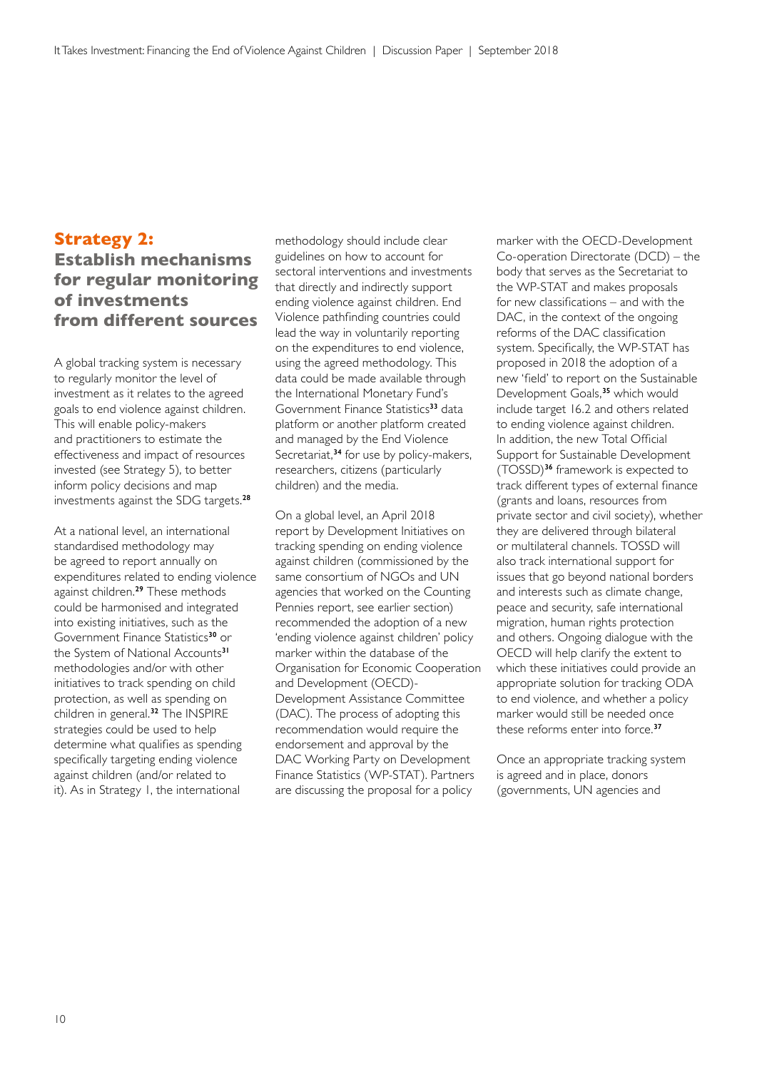## Strategy 2:
## Establish mechanisms for regular monitoring of investments from different sources

A global tracking system is necessary to regularly monitor the level of investment as it relates to the agreed goals to end violence against children. This will enable policy-makers and practitioners to estimate the effectiveness and impact of resources invested (see Strategy 5), to better inform policy decisions and map investments against the SDG targets.[28]

At a national level, an international standardised methodology may be agreed to report annually on expenditures related to ending violence against children.[29] These methods could be harmonised and integrated into existing initiatives, such as the Government Finance Statistics[30] or the System of National Accounts[31] methodologies and/or with other initiatives to track spending on child protection, as well as spending on children in general.[32] The INSPIRE strategies could be used to help determine what qualifies as spending specifically targeting ending violence against children (and/or related to it). As in Strategy 1, the international methodology should include clear guidelines on how to account for sectoral interventions and investments that directly and indirectly support ending violence against children. End Violence pathfinding countries could lead the way in voluntarily reporting on the expenditures to end violence, using the agreed methodology. This data could be made available through the International Monetary Fund's Government Finance Statistics[33] data platform or another platform created and managed by the End Violence Secretariat,[34] for use by policy-makers, researchers, citizens (particularly children) and the media.

On a global level, an April 2018 report by Development Initiatives on tracking spending on ending violence against children (commissioned by the same consortium of NGOs and UN agencies that worked on the Counting Pennies report, see earlier section) recommended the adoption of a new 'ending violence against children' policy marker within the database of the Organisation for Economic Cooperation and Development (OECD)-Development Assistance Committee (DAC). The process of adopting this recommendation would require the endorsement and approval by the DAC Working Party on Development Finance Statistics (WP-STAT). Partners are discussing the proposal for a policy marker with the OECD-Development Co-operation Directorate (DCD) – the body that serves as the Secretariat to the WP-STAT and makes proposals for new classifications – and with the DAC, in the context of the ongoing reforms of the DAC classification system. Specifically, the WP-STAT has proposed in 2018 the adoption of a new 'field' to report on the Sustainable Development Goals,[35] which would include target 16.2 and others related to ending violence against children. In addition, the new Total Official Support for Sustainable Development (TOSSD)[36] framework is expected to track different types of external finance (grants and loans, resources from private sector and civil society), whether they are delivered through bilateral or multilateral channels. TOSSD will also track international support for issues that go beyond national borders and interests such as climate change, peace and security, safe international migration, human rights protection and others. Ongoing dialogue with the OECD will help clarify the extent to which these initiatives could provide an appropriate solution for tracking ODA to end violence, and whether a policy marker would still be needed once these reforms enter into force.[37]

Once an appropriate tracking system is agreed and in place, donors (governments, UN agencies and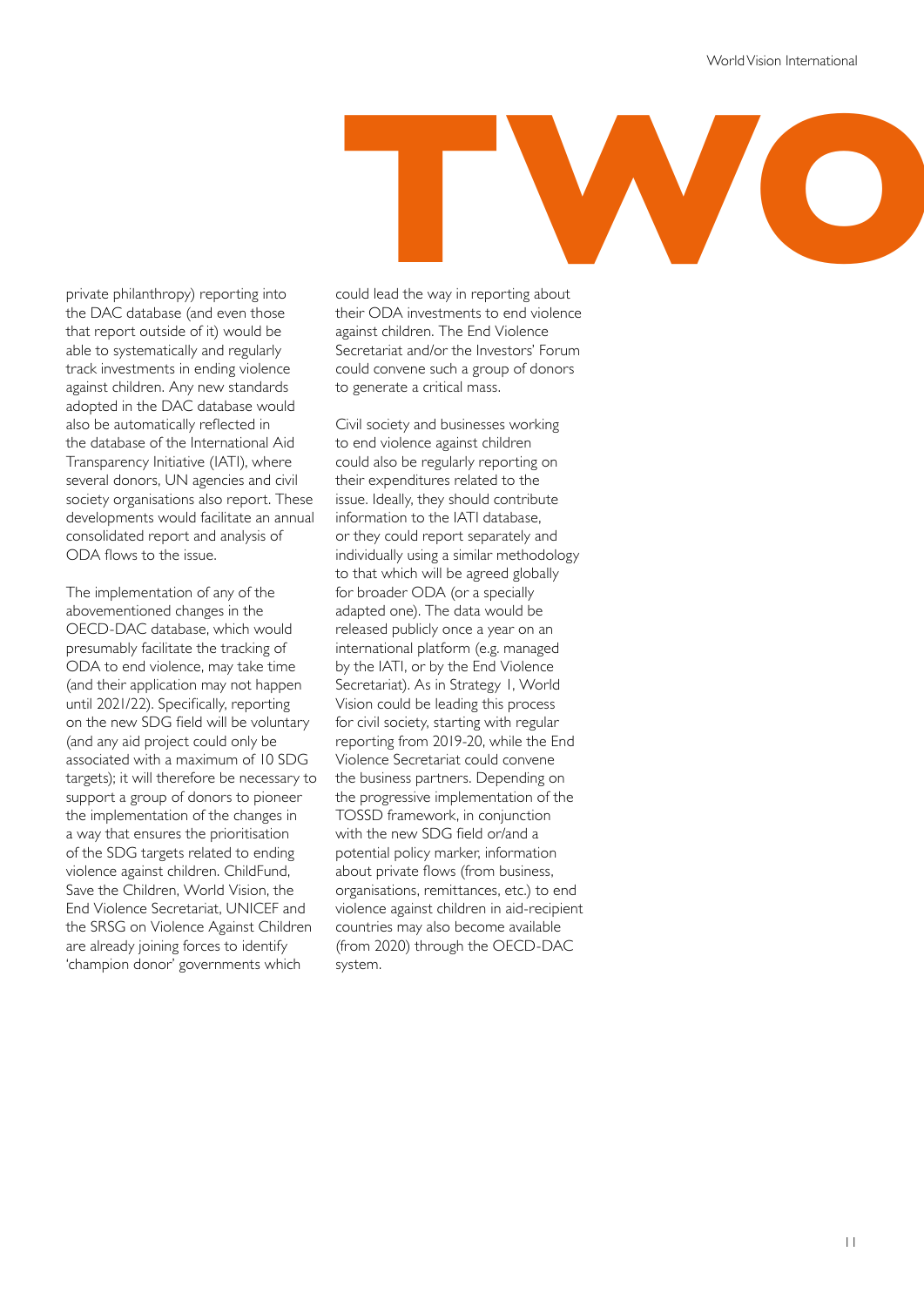# TWO

private philanthropy) reporting into the DAC database (and even those that report outside of it) would be able to systematically and regularly track investments in ending violence against children. Any new standards adopted in the DAC database would also be automatically reflected in the database of the International Aid Transparency Initiative (IATI), where several donors, UN agencies and civil society organisations also report. These developments would facilitate an annual consolidated report and analysis of ODA flows to the issue.

The implementation of any of the abovementioned changes in the OECD-DAC database, which would presumably facilitate the tracking of ODA to end violence, may take time (and their application may not happen until 2021/22). Specifically, reporting on the new SDG field will be voluntary (and any aid project could only be associated with a maximum of 10 SDG targets); it will therefore be necessary to support a group of donors to pioneer the implementation of the changes in a way that ensures the prioritisation of the SDG targets related to ending violence against children. ChildFund, Save the Children, World Vision, the End Violence Secretariat, UNICEF and the SRSG on Violence Against Children are already joining forces to identify 'champion donor' governments which could lead the way in reporting about their ODA investments to end violence against children. The End Violence Secretariat and/or the Investors' Forum could convene such a group of donors to generate a critical mass.

Civil society and businesses working to end violence against children could also be regularly reporting on their expenditures related to the issue. Ideally, they should contribute information to the IATI database, or they could report separately and individually using a similar methodology to that which will be agreed globally for broader ODA (or a specially adapted one). The data would be released publicly once a year on an international platform (e.g. managed by the IATI, or by the End Violence Secretariat). As in Strategy 1, World Vision could be leading this process for civil society, starting with regular reporting from 2019-20, while the End Violence Secretariat could convene the business partners. Depending on the progressive implementation of the TOSSD framework, in conjunction with the new SDG field or/and a potential policy marker, information about private flows (from business, organisations, remittances, etc.) to end violence against children in aid-recipient countries may also become available (from 2020) through the OECD-DAC system.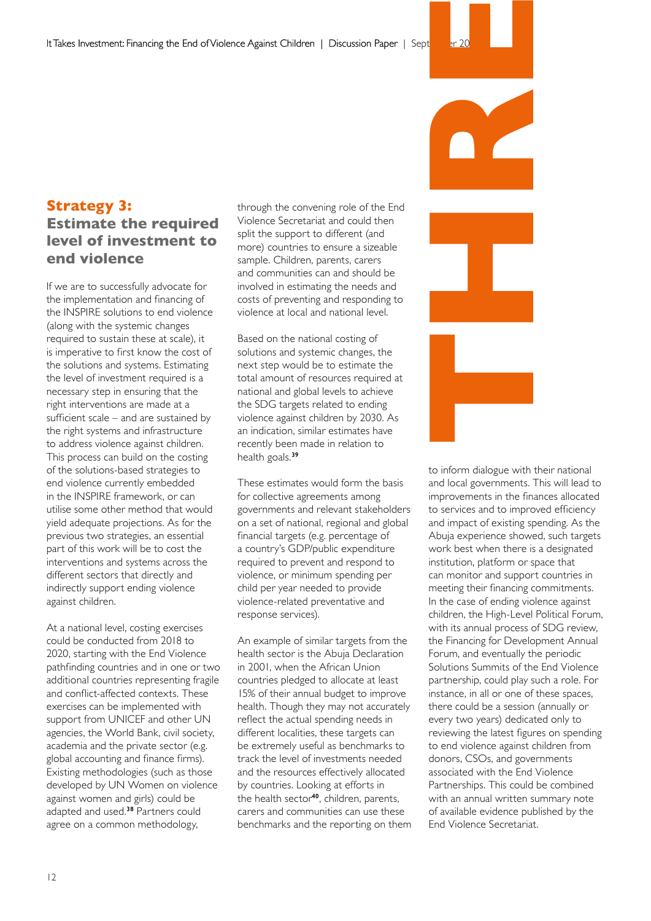## Strategy 3:
## Estimate the required level of investment to end violence

If we are to successfully advocate for the implementation and financing of the INSPIRE solutions to end violence (along with the systemic changes required to sustain these at scale), it is imperative to first know the cost of the solutions and systems. Estimating the level of investment required is a necessary step in ensuring that the right interventions are made at a sufficient scale – and are sustained by the right systems and infrastructure to address violence against children. This process can build on the costing of the solutions-based strategies to end violence currently embedded in the INSPIRE framework, or can utilise some other method that would yield adequate projections. As for the previous two strategies, an essential part of this work will be to cost the interventions and systems across the different sectors that directly and indirectly support ending violence against children.

At a national level, costing exercises could be conducted from 2018 to 2020, starting with the End Violence pathfinding countries and in one or two additional countries representing fragile and conflict-affected contexts. These exercises can be implemented with support from UNICEF and other UN agencies, the World Bank, civil society, academia and the private sector (e.g. global accounting and finance firms). Existing methodologies (such as those developed by UN Women on violence against women and girls) could be adapted and used.[38] Partners could agree on a common methodology, through the convening role of the End Violence Secretariat and could then split the support to different (and more) countries to ensure a sizeable sample. Children, parents, carers and communities can and should be involved in estimating the needs and costs of preventing and responding to violence at local and national level.

Based on the national costing of solutions and systemic changes, the next step would be to estimate the total amount of resources required at national and global levels to achieve the SDG targets related to ending violence against children by 2030. As an indication, similar estimates have recently been made in relation to health goals.[39]

These estimates would form the basis for collective agreements among governments and relevant stakeholders on a set of national, regional and global financial targets (e.g. percentage of a country's GDP/public expenditure required to prevent and respond to violence, or minimum spending per child per year needed to provide violence-related preventative and response services).

An example of similar targets from the health sector is the Abuja Declaration in 2001, when the African Union countries pledged to allocate at least 15% of their annual budget to improve health. Though they may not accurately reflect the actual spending needs in different localities, these targets can be extremely useful as benchmarks to track the level of investments needed and the resources effectively allocated by countries. Looking at efforts in the health sector[40], children, parents, carers and communities can use these benchmarks and the reporting on them to inform dialogue with their national and local governments. This will lead to improvements in the finances allocated to services and to improved efficiency and impact of existing spending. As the Abuja experience showed, such targets work best when there is a designated institution, platform or space that can monitor and support countries in meeting their financing commitments. In the case of ending violence against children, the High-Level Political Forum, with its annual process of SDG review, the Financing for Development Annual Forum, and eventually the periodic Solutions Summits of the End Violence partnership, could play such a role. For instance, in all or one of these spaces, there could be a session (annually or every two years) dedicated only to reviewing the latest figures on spending to end violence against children from donors, CSOs, and governments associated with the End Violence Partnerships. This could be combined with an annual written summary note of available evidence published by the End Violence Secretariat.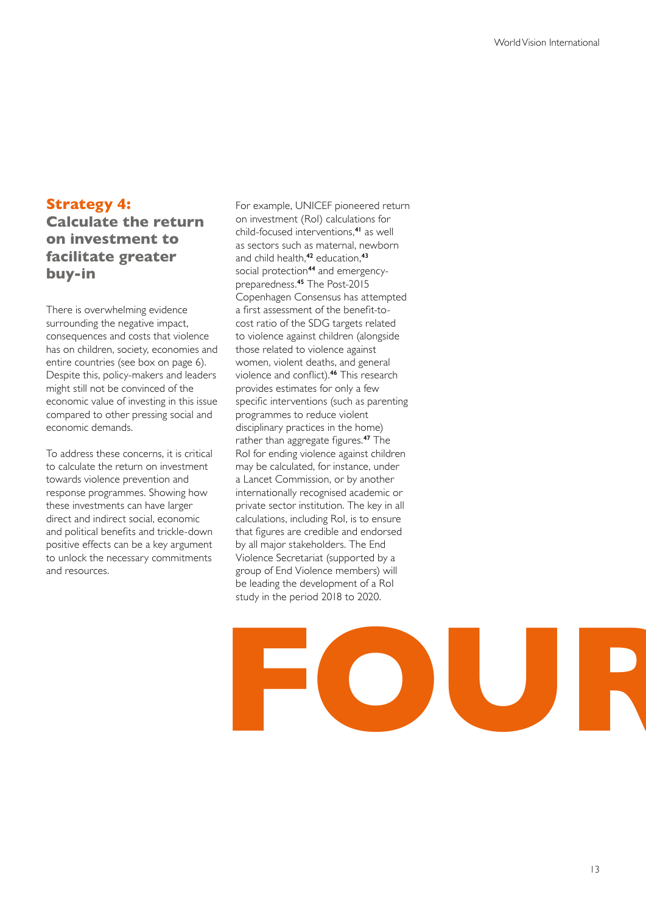## Strategy 4: Calculate the return on investment to facilitate greater buy-in

There is overwhelming evidence surrounding the negative impact, consequences and costs that violence has on children, society, economies and entire countries (see box on page 6). Despite this, policy-makers and leaders might still not be convinced of the economic value of investing in this issue compared to other pressing social and economic demands.

To address these concerns, it is critical to calculate the return on investment towards violence prevention and response programmes. Showing how these investments can have larger direct and indirect social, economic and political benefits and trickle-down positive effects can be a key argument to unlock the necessary commitments and resources.

For example, UNICEF pioneered return on investment (RoI) calculations for child-focused interventions,[41] as well as sectors such as maternal, newborn and child health,[42] education,[43] social protection[44] and emergency-preparedness.[45] The Post-2015 Copenhagen Consensus has attempted a first assessment of the benefit-to-cost ratio of the SDG targets related to violence against children (alongside those related to violence against women, violent deaths, and general violence and conflict).[46] This research provides estimates for only a few specific interventions (such as parenting programmes to reduce violent disciplinary practices in the home) rather than aggregate figures.[47] The RoI for ending violence against children may be calculated, for instance, under a Lancet Commission, or by another internationally recognised academic or private sector institution. The key in all calculations, including RoI, is to ensure that figures are credible and endorsed by all major stakeholders. The End Violence Secretariat (supported by a group of End Violence members) will be leading the development of a RoI study in the period 2018 to 2020.

FOUR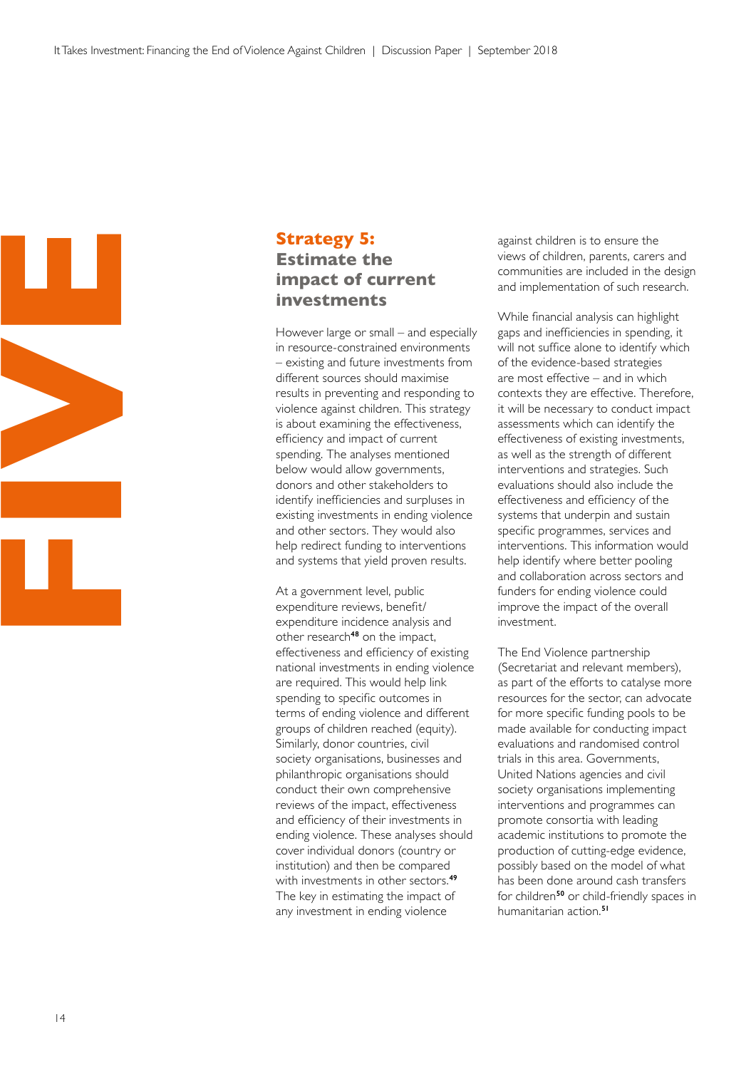# Strategy 5: Estimate the impact of current investments

However large or small – and especially in resource-constrained environments – existing and future investments from different sources should maximise results in preventing and responding to violence against children. This strategy is about examining the effectiveness, efficiency and impact of current spending. The analyses mentioned below would allow governments, donors and other stakeholders to identify inefficiencies and surpluses in existing investments in ending violence and other sectors. They would also help redirect funding to interventions and systems that yield proven results.

At a government level, public expenditure reviews, benefit/ expenditure incidence analysis and other research[48] on the impact, effectiveness and efficiency of existing national investments in ending violence are required. This would help link spending to specific outcomes in terms of ending violence and different groups of children reached (equity). Similarly, donor countries, civil society organisations, businesses and philanthropic organisations should conduct their own comprehensive reviews of the impact, effectiveness and efficiency of their investments in ending violence. These analyses should cover individual donors (country or institution) and then be compared with investments in other sectors.[49] The key in estimating the impact of any investment in ending violence against children is to ensure the views of children, parents, carers and communities are included in the design and implementation of such research.

While financial analysis can highlight gaps and inefficiencies in spending, it will not suffice alone to identify which of the evidence-based strategies are most effective – and in which contexts they are effective. Therefore, it will be necessary to conduct impact assessments which can identify the effectiveness of existing investments, as well as the strength of different interventions and strategies. Such evaluations should also include the effectiveness and efficiency of the systems that underpin and sustain specific programmes, services and interventions. This information would help identify where better pooling and collaboration across sectors and funders for ending violence could improve the impact of the overall investment.

The End Violence partnership (Secretariat and relevant members), as part of the efforts to catalyse more resources for the sector, can advocate for more specific funding pools to be made available for conducting impact evaluations and randomised control trials in this area. Governments, United Nations agencies and civil society organisations implementing interventions and programmes can promote consortia with leading academic institutions to promote the production of cutting-edge evidence, possibly based on the model of what has been done around cash transfers for children[50] or child-friendly spaces in humanitarian action.[51]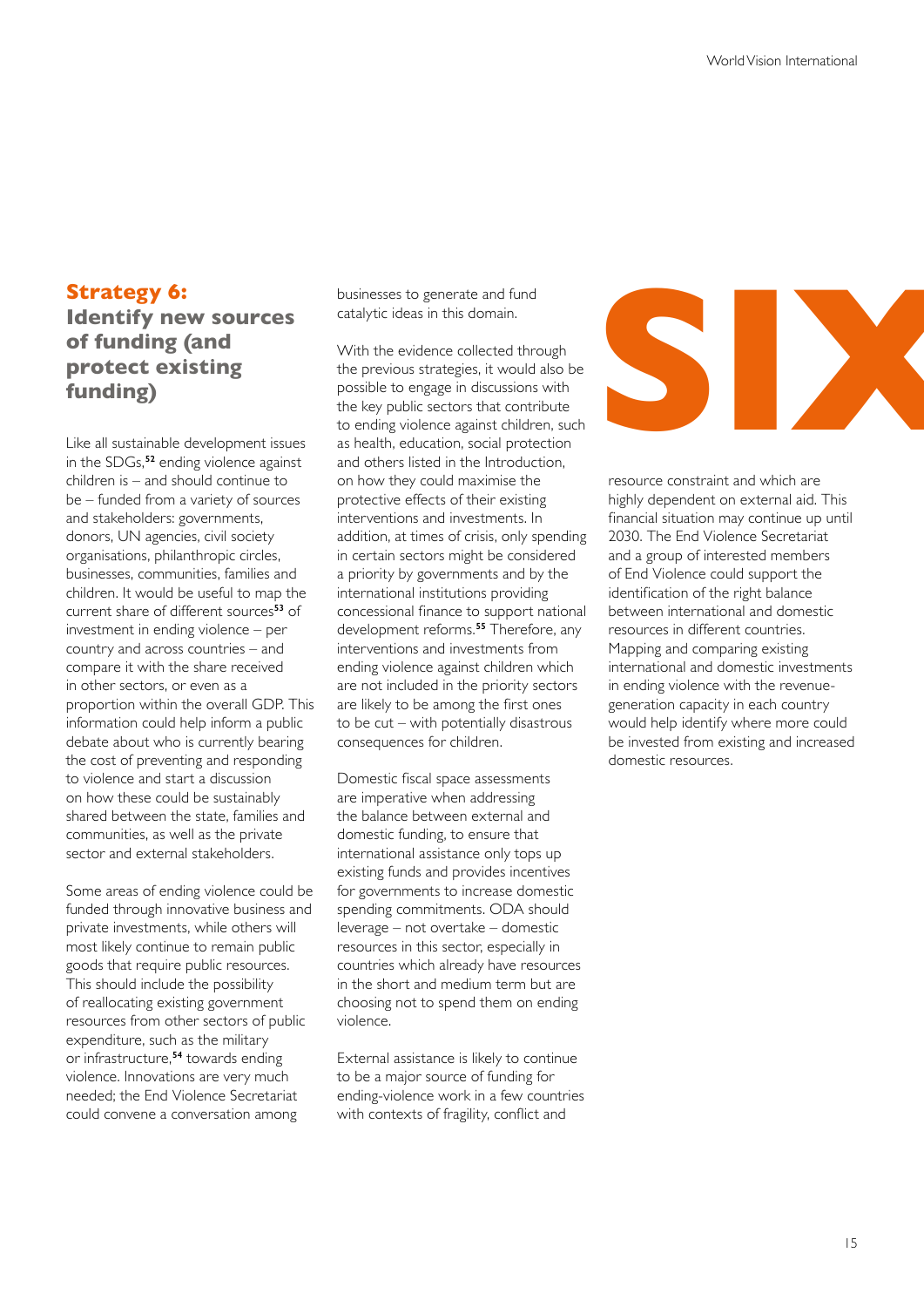## Strategy 6:
## Identify new sources of funding (and protect existing funding)

SIX

Like all sustainable development issues in the SDGs,[52] ending violence against children is – and should continue to be – funded from a variety of sources and stakeholders: governments, donors, UN agencies, civil society organisations, philanthropic circles, businesses, communities, families and children. It would be useful to map the current share of different sources[53] of investment in ending violence – per country and across countries – and compare it with the share received in other sectors, or even as a proportion within the overall GDP. This information could help inform a public debate about who is currently bearing the cost of preventing and responding to violence and start a discussion on how these could be sustainably shared between the state, families and communities, as well as the private sector and external stakeholders.

Some areas of ending violence could be funded through innovative business and private investments, while others will most likely continue to remain public goods that require public resources. This should include the possibility of reallocating existing government resources from other sectors of public expenditure, such as the military or infrastructure,[54] towards ending violence. Innovations are very much needed; the End Violence Secretariat could convene a conversation among businesses to generate and fund catalytic ideas in this domain.

With the evidence collected through the previous strategies, it would also be possible to engage in discussions with the key public sectors that contribute to ending violence against children, such as health, education, social protection and others listed in the Introduction, on how they could maximise the protective effects of their existing interventions and investments. In addition, at times of crisis, only spending in certain sectors might be considered a priority by governments and by the international institutions providing concessional finance to support national development reforms.[55] Therefore, any interventions and investments from ending violence against children which are not included in the priority sectors are likely to be among the first ones to be cut – with potentially disastrous consequences for children.

Domestic fiscal space assessments are imperative when addressing the balance between external and domestic funding, to ensure that international assistance only tops up existing funds and provides incentives for governments to increase domestic spending commitments. ODA should leverage – not overtake – domestic resources in this sector, especially in countries which already have resources in the short and medium term but are choosing not to spend them on ending violence.

External assistance is likely to continue to be a major source of funding for ending-violence work in a few countries with contexts of fragility, conflict and resource constraint and which are highly dependent on external aid. This financial situation may continue up until 2030. The End Violence Secretariat and a group of interested members of End Violence could support the identification of the right balance between international and domestic resources in different countries. Mapping and comparing existing international and domestic investments in ending violence with the revenue-generation capacity in each country would help identify where more could be invested from existing and increased domestic resources.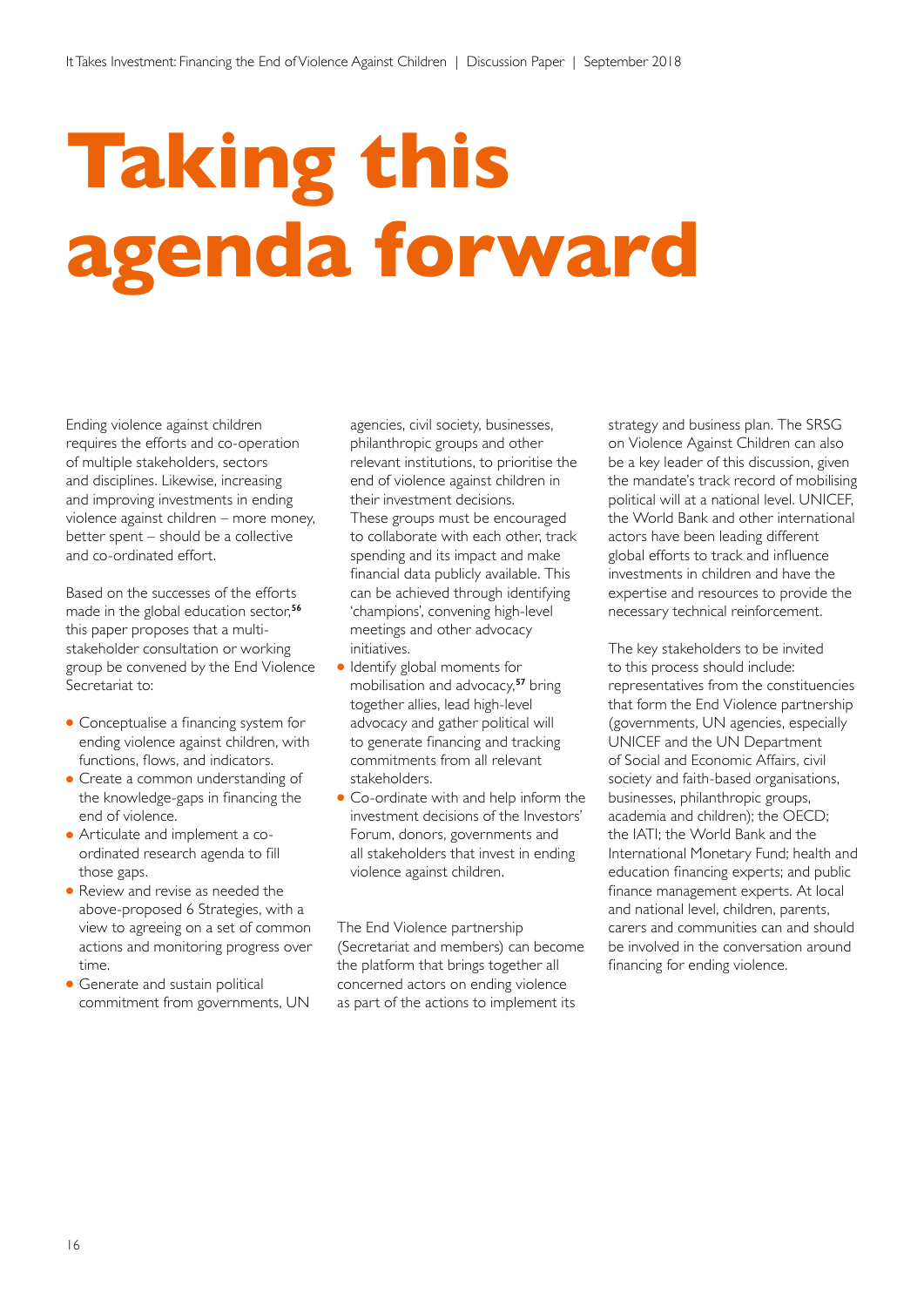# Taking this agenda forward

Ending violence against children requires the efforts and co-operation of multiple stakeholders, sectors and disciplines. Likewise, increasing and improving investments in ending violence against children – more money, better spent – should be a collective and co-ordinated effort.

Based on the successes of the efforts made in the global education sector,[56] this paper proposes that a multi-stakeholder consultation or working group be convened by the End Violence Secretariat to:

- Conceptualise a financing system for ending violence against children, with functions, flows, and indicators.
- Create a common understanding of the knowledge-gaps in financing the end of violence.
- Articulate and implement a co-ordinated research agenda to fill those gaps.
- Review and revise as needed the above-proposed 6 Strategies, with a view to agreeing on a set of common actions and monitoring progress over time.
- Generate and sustain political commitment from governments, UN agencies, civil society, businesses, philanthropic groups and other relevant institutions, to prioritise the end of violence against children in their investment decisions. These groups must be encouraged to collaborate with each other, track spending and its impact and make financial data publicly available. This can be achieved through identifying 'champions', convening high-level meetings and other advocacy initiatives.
- Identify global moments for mobilisation and advocacy,[57] bring together allies, lead high-level advocacy and gather political will to generate financing and tracking commitments from all relevant stakeholders.
- Co-ordinate with and help inform the investment decisions of the Investors' Forum, donors, governments and all stakeholders that invest in ending violence against children.

The End Violence partnership (Secretariat and members) can become the platform that brings together all concerned actors on ending violence as part of the actions to implement its strategy and business plan. The SRSG on Violence Against Children can also be a key leader of this discussion, given the mandate's track record of mobilising political will at a national level. UNICEF, the World Bank and other international actors have been leading different global efforts to track and influence investments in children and have the expertise and resources to provide the necessary technical reinforcement.

The key stakeholders to be invited to this process should include: representatives from the constituencies that form the End Violence partnership (governments, UN agencies, especially UNICEF and the UN Department of Social and Economic Affairs, civil society and faith-based organisations, businesses, philanthropic groups, academia and children); the OECD; the IATI; the World Bank and the International Monetary Fund; health and education financing experts; and public finance management experts. At local and national level, children, parents, carers and communities can and should be involved in the conversation around financing for ending violence.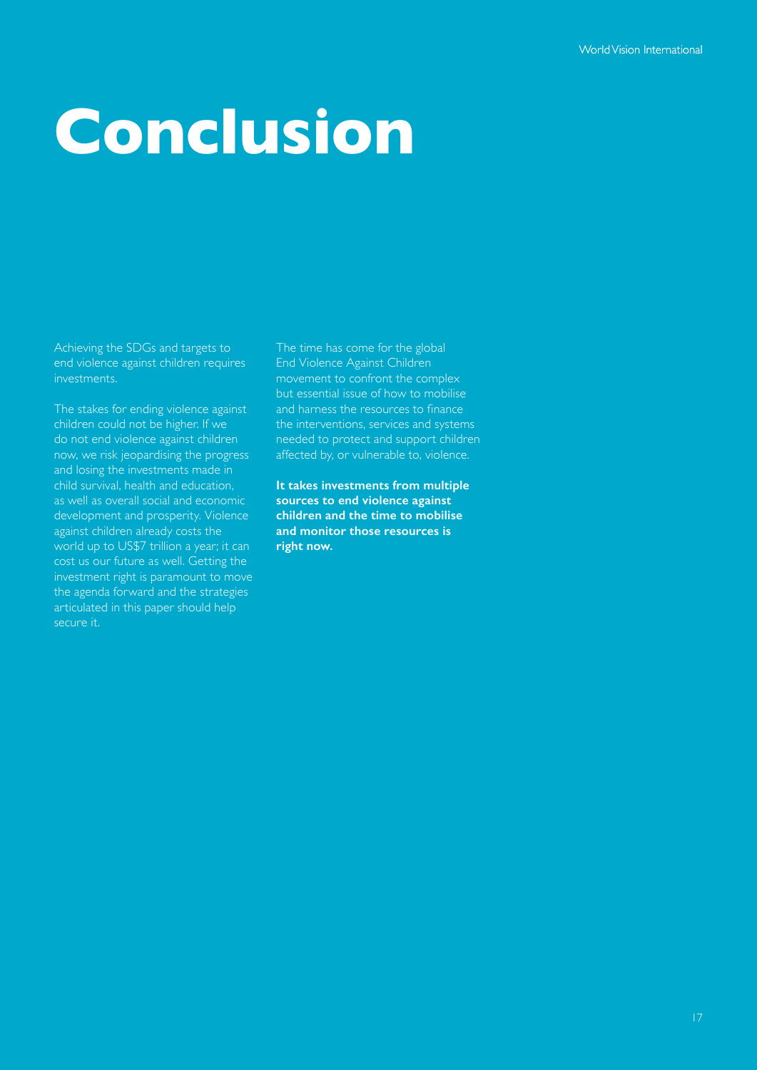# Conclusion

Achieving the SDGs and targets to end violence against children requires investments.

The stakes for ending violence against children could not be higher. If we do not end violence against children now, we risk jeopardising the progress and losing the investments made in child survival, health and education, as well as overall social and economic development and prosperity. Violence against children already costs the world up to US$7 trillion a year; it can cost us our future as well. Getting the investment right is paramount to move the agenda forward and the strategies articulated in this paper should help secure it.

The time has come for the global End Violence Against Children movement to confront the complex but essential issue of how to mobilise and harness the resources to finance the interventions, services and systems needed to protect and support children affected by, or vulnerable to, violence.

**It takes investments from multiple sources to end violence against children and the time to mobilise and monitor those resources is right now.**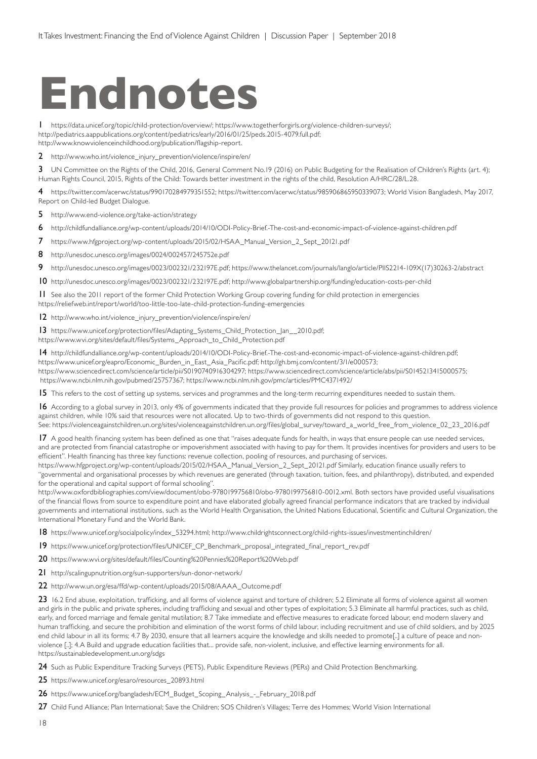# Endnotes

**1** https://data.unicef.org/topic/child-protection/overview/; https://www.togetherforgirls.org/violence-children-surveys/; http://pediatrics.aappublications.org/content/pediatrics/early/2016/01/25/peds.2015-4079.full.pdf; http://www.knowviolenceinchildhood.org/publication/flagship-report.

**2** http://www.who.int/violence_injury_prevention/violence/inspire/en/

**3** UN Committee on the Rights of the Child, 2016, General Comment No.19 (2016) on Public Budgeting for the Realisation of Children's Rights (art. 4); Human Rights Council, 2015, Rights of the Child: Towards better investment in the rights of the child, Resolution A/HRC/28/L.28.

**4** https://twitter.com/acerwc/status/990170284979351552; https://twitter.com/acerwc/status/985906865950339073; World Vision Bangladesh, May 2017, Report on Child-led Budget Dialogue.

**5** http://www.end-violence.org/take-action/strategy

**6** http://childfundalliance.org/wp-content/uploads/2014/10/ODI-Policy-Brief.-The-cost-and-economic-impact-of-violence-against-children.pdf

**7** https://www.hfgproject.org/wp-content/uploads/2015/02/HSAA_Manual_Version_2_Sept_20121.pdf

**8** http://unesdoc.unesco.org/images/0024/002457/245752e.pdf

**9** http://unesdoc.unesco.org/images/0023/002321/232197E.pdf; https://www.thelancet.com/journals/langlo/article/PIIS2214-109X(17)30263-2/abstract

**10** http://unesdoc.unesco.org/images/0023/002321/232197E.pdf; http://www.globalpartnership.org/funding/education-costs-per-child

**11** See also the 2011 report of the former Child Protection Working Group covering funding for child protection in emergencies https://reliefweb.int/report/world/too-little-too-late-child-protection-funding-emergencies

**12** http://www.who.int/violence_injury_prevention/violence/inspire/en/

**13** https://www.unicef.org/protection/files/Adapting_Systems_Child_Protection_Jan__2010.pdf; https://www.wvi.org/sites/default/files/Systems_Approach_to_Child_Protection.pdf

**14** http://childfundalliance.org/wp-content/uploads/2014/10/ODI-Policy-Brief.-The-cost-and-economic-impact-of-violence-against-children.pdf; https://www.unicef.org/eapro/Economic_Burden_in_East_Asia_Pacific.pdf; http://gh.bmj.com/content/3/1/e000573; https://www.sciencedirect.com/science/article/pii/S0190740916304297; https://www.sciencedirect.com/science/article/abs/pii/S0145213415000575; https://www.ncbi.nlm.nih.gov/pubmed/25757367; https://www.ncbi.nlm.nih.gov/pmc/articles/PMC4371492/

**15** This refers to the cost of setting up systems, services and programmes and the long-term recurring expenditures needed to sustain them.

**16** According to a global survey in 2013, only 4% of governments indicated that they provide full resources for policies and programmes to address violence against children, while 10% said that resources were not allocated. Up to two-thirds of governments did not respond to this question. See: https://violenceagainstchildren.un.org/sites/violenceagainstchildren.un.org/files/global_survey/toward_a_world_free_from_violence_02_23_2016.pdf

**17** A good health financing system has been defined as one that "raises adequate funds for health, in ways that ensure people can use needed services, and are protected from financial catastrophe or impoverishment associated with having to pay for them. It provides incentives for providers and users to be efficient". Health financing has three key functions: revenue collection, pooling of resources, and purchasing of services. https://www.hfgproject.org/wp-content/uploads/2015/02/HSAA_Manual_Version_2_Sept_20121.pdf Similarly, education finance usually refers to "governmental and organisational processes by which revenues are generated (through taxation, tuition, fees, and philanthropy), distributed, and expended for the operational and capital support of formal schooling". http://www.oxfordbibliographies.com/view/document/obo-9780199756810/obo-9780199756810-0012.xml. Both sectors have provided useful visualisations of the financial flows from source to expenditure point and have elaborated globally agreed financial performance indicators that are tracked by individual governments and international institutions, such as the World Health Organisation, the United Nations Educational, Scientific and Cultural Organization, the International Monetary Fund and the World Bank.

**18** https://www.unicef.org/socialpolicy/index_53294.html; http://www.childrightsconnect.org/child-rights-issues/investmentinchildren/

**19** https://www.unicef.org/protection/files/UNICEF_CP_Benchmark_proposal_integrated_final_report_rev.pdf

**20** https://www.wvi.org/sites/default/files/Counting%20Pennies%20Report%20Web.pdf

**21** http://scalingupnutrition.org/sun-supporters/sun-donor-network/

**22** http://www.un.org/esa/ffd/wp-content/uploads/2015/08/AAAA_Outcome.pdf

**23** 16.2 End abuse, exploitation, trafficking, and all forms of violence against and torture of children; 5.2 Eliminate all forms of violence against all women and girls in the public and private spheres, including trafficking and sexual and other types of exploitation; 5.3 Eliminate all harmful practices, such as child, early, and forced marriage and female genital mutilation; 8.7 Take immediate and effective measures to eradicate forced labour, end modern slavery and human trafficking, and secure the prohibition and elimination of the worst forms of child labour, including recruitment and use of child soldiers, and by 2025 end child labour in all its forms; 4.7 By 2030, ensure that all learners acquire the knowledge and skills needed to promote[..] a culture of peace and non-violence [..]; 4.A Build and upgrade education facilities that... provide safe, non-violent, inclusive, and effective learning environments for all. https://sustainabledevelopment.un.org/sdgs

**24** Such as Public Expenditure Tracking Surveys (PETS), Public Expenditure Reviews (PERs) and Child Protection Benchmarking.

**25** https://www.unicef.org/esaro/resources_20893.html

**26** https://www.unicef.org/bangladesh/ECM_Budget_Scoping_Analysis_-_February_2018.pdf

**27** Child Fund Alliance; Plan International; Save the Children; SOS Children's Villages; Terre des Hommes; World Vision International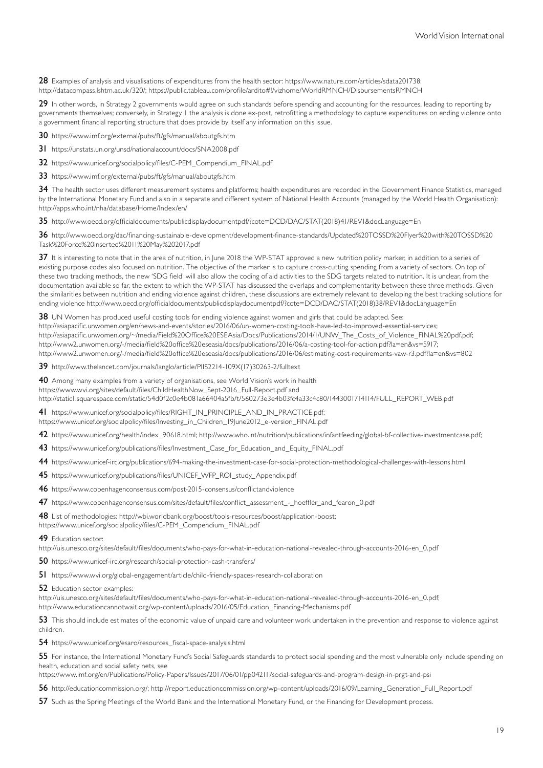**28** Examples of analysis and visualisations of expenditures from the health sector: https://www.nature.com/articles/sdata201738; http://datacompass.lshtm.ac.uk/320/; https://public.tableau.com/profile/ardito#!/vizhome/WorldRMNCH/DisbursementsRMNCH

**29** In other words, in Strategy 2 governments would agree on such standards before spending and accounting for the resources, leading to reporting by governments themselves; conversely, in Strategy 1 the analysis is done ex-post, retrofitting a methodology to capture expenditures on ending violence onto a government financial reporting structure that does provide by itself any information on this issue.

**30** https://www.imf.org/external/pubs/ft/gfs/manual/aboutgfs.htm

**31** https://unstats.un.org/unsd/nationalaccount/docs/SNA2008.pdf

**32** https://www.unicef.org/socialpolicy/files/C-PEM_Compendium_FINAL.pdf

**33** https://www.imf.org/external/pubs/ft/gfs/manual/aboutgfs.htm

**34** The health sector uses different measurement systems and platforms; health expenditures are recorded in the Government Finance Statistics, managed by the International Monetary Fund and also in a separate and different system of National Health Accounts (managed by the World Health Organisation): http://apps.who.int/nha/database/Home/Index/en/

**35** http://www.oecd.org/officialdocuments/publicdisplaydocumentpdf/?cote=DCD/DAC/STAT(2018)41/REV1&docLanguage=En

**36** http://www.oecd.org/dac/financing-sustainable-development/development-finance-standards/Updated%20TOSSD%20Flyer%20with%20TOSSD%20Task%20Force%20inserted%2011%20May%202017.pdf

**37** It is interesting to note that in the area of nutrition, in June 2018 the WP-STAT approved a new nutrition policy marker, in addition to a series of existing purpose codes also focused on nutrition. The objective of the marker is to capture cross-cutting spending from a variety of sectors. On top of these two tracking methods, the new 'SDG field' will also allow the coding of aid activities to the SDG targets related to nutrition. It is unclear, from the documentation available so far, the extent to which the WP-STAT has discussed the overlaps and complementarity between these three methods. Given the similarities between nutrition and ending violence against children, these discussions are extremely relevant to developing the best tracking solutions for ending violence http://www.oecd.org/officialdocuments/publicdisplaydocumentpdf/?cote=DCD/DAC/STAT(2018)38/REV1&docLanguage=En

**38** UN Women has produced useful costing tools for ending violence against women and girls that could be adapted. See:
http://asiapacific.unwomen.org/en/news-and-events/stories/2016/06/un-women-costing-tools-have-led-to-improved-essential-services;
http://asiapacific.unwomen.org/~/media/Field%20Office%20ESEAsia/Docs/Publications/2014/1/UNW_The_Costs_of_Violence_FINAL%20pdf.pdf;
http://www2.unwomen.org/-/media/field%20office%20eseasia/docs/publications/2016/06/a-costing-tool-for-action.pdf?la=en&vs=5917;
http://www2.unwomen.org/-/media/field%20office%20eseasia/docs/publications/2016/06/estimating-cost-requirements-vaw-r3.pdf?la=en&vs=802

**39** http://www.thelancet.com/journals/langlo/article/PIIS2214-109X(17)30263-2/fulltext

**40** Among many examples from a variety of organisations, see World Vision's work in health
https://www.wvi.org/sites/default/files/ChildHealthNow_Sept-2016_Full-Report.pdf and
http://static1.squarespace.com/static/54d0f2c0e4b081a66404a5fb/t/560273e3e4b03fc4a33c4c80/1443001714114/FULL_REPORT_WEB.pdf

**41** https://www.unicef.org/socialpolicy/files/RIGHT_IN_PRINCIPLE_AND_IN_PRACTICE.pdf;
https://www.unicef.org/socialpolicy/files/Investing_in_Children_19June2012_e-version_FINAL.pdf

**42** https://www.unicef.org/health/index_90618.html; http://www.who.int/nutrition/publications/infantfeeding/global-bf-collective-investmentcase.pdf;

**43** https://www.unicef.org/publications/files/Investment_Case_for_Education_and_Equity_FINAL.pdf

**44** https://www.unicef-irc.org/publications/694-making-the-investment-case-for-social-protection-methodological-challenges-with-lessons.html

**45** https://www.unicef.org/publications/files/UNICEF_WFP_ROI_study_Appendix.pdf

**46** https://www.copenhagenconsensus.com/post-2015-consensus/conflictandviolence

**47** https://www.copenhagenconsensus.com/sites/default/files/conflict_assessment_-_hoeffler_and_fearon_0.pdf

**48** List of methodologies: http://wbi.worldbank.org/boost/tools-resources/boost/application-boost;
https://www.unicef.org/socialpolicy/files/C-PEM_Compendium_FINAL.pdf

**49** Education sector:
http://uis.unesco.org/sites/default/files/documents/who-pays-for-what-in-education-national-revealed-through-accounts-2016-en_0.pdf

**50** https://www.unicef-irc.org/research/social-protection-cash-transfers/

**51** https://www.wvi.org/global-engagement/article/child-friendly-spaces-research-collaboration

**52** Education sector examples:
http://uis.unesco.org/sites/default/files/documents/who-pays-for-what-in-education-national-revealed-through-accounts-2016-en_0.pdf;
http://www.educationcannotwait.org/wp-content/uploads/2016/05/Education_Financing-Mechanisms.pdf

**53** This should include estimates of the economic value of unpaid care and volunteer work undertaken in the prevention and response to violence against children.

**54** https://www.unicef.org/esaro/resources_fiscal-space-analysis.html

**55** For instance, the International Monetary Fund's Social Safeguards standards to protect social spending and the most vulnerable only include spending on health, education and social safety nets, see
https://www.imf.org/en/Publications/Policy-Papers/Issues/2017/06/01/pp042117social-safeguards-and-program-design-in-prgt-and-psi

**56** http://educationcommission.org/; http://report.educationcommission.org/wp-content/uploads/2016/09/Learning_Generation_Full_Report.pdf

**57** Such as the Spring Meetings of the World Bank and the International Monetary Fund, or the Financing for Development process.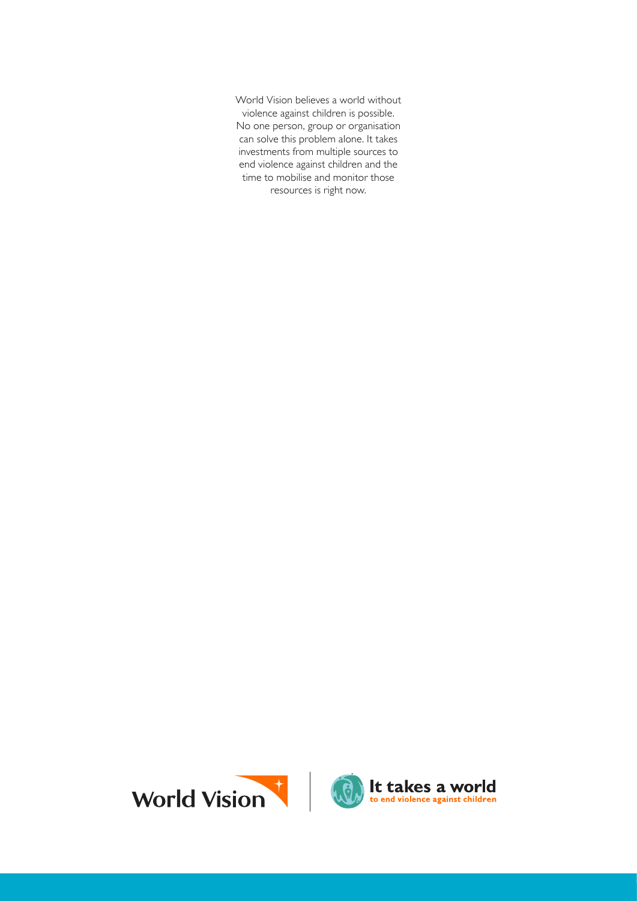World Vision believes a world without violence against children is possible. No one person, group or organisation can solve this problem alone. It takes investments from multiple sources to end violence against children and the time to mobilise and monitor those resources is right now.

World Vision

It takes a world to end violence against children